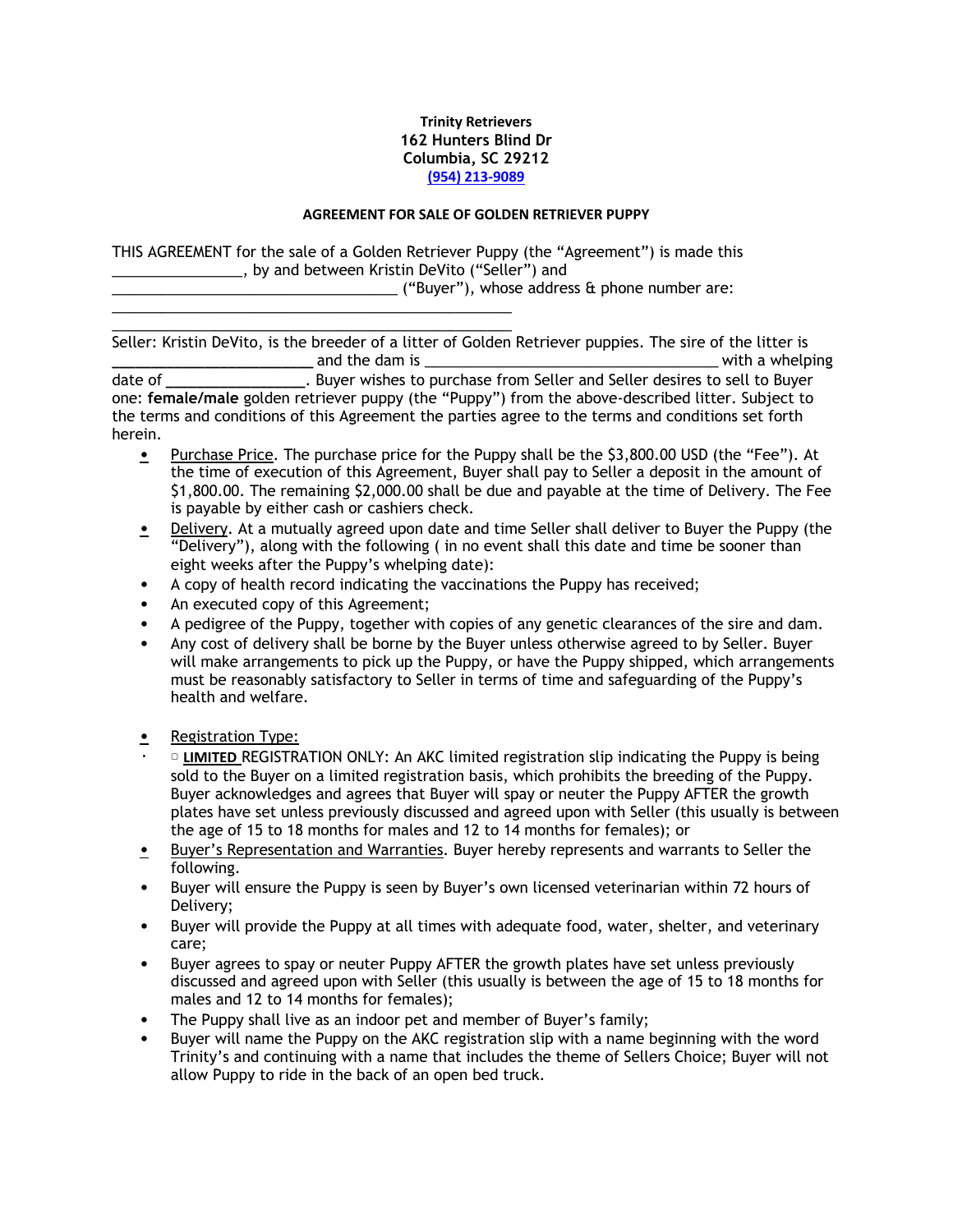**Trinity Retrievers**
**162 Hunters Blind Dr**
**Columbia, SC 29212**
**(954) 213-9089**

**AGREEMENT FOR SALE OF GOLDEN RETRIEVER PUPPY**

THIS AGREEMENT for the sale of a Golden Retriever Puppy (the "Agreement") is made this _______________, by and between Kristin DeVito ("Seller") and _________________________________ ("Buyer"), whose address & phone number are:
_______________________________________________
_______________________________________________

Seller: Kristin DeVito, is the breeder of a litter of Golden Retriever puppies. The sire of the litter is _______________________ and the dam is _________________________________ with a whelping date of ________________. Buyer wishes to purchase from Seller and Seller desires to sell to Buyer one: **female/male** golden retriever puppy (the "Puppy") from the above-described litter. Subject to the terms and conditions of this Agreement the parties agree to the terms and conditions set forth herein.

- Purchase Price. The purchase price for the Puppy shall be the $3,800.00 USD (the "Fee"). At the time of execution of this Agreement, Buyer shall pay to Seller a deposit in the amount of $1,800.00. The remaining $2,000.00 shall be due and payable at the time of Delivery. The Fee is payable by either cash or cashiers check.
- Delivery. At a mutually agreed upon date and time Seller shall deliver to Buyer the Puppy (the "Delivery"), along with the following ( in no event shall this date and time be sooner than eight weeks after the Puppy's whelping date):
- A copy of health record indicating the vaccinations the Puppy has received;
- An executed copy of this Agreement;
- A pedigree of the Puppy, together with copies of any genetic clearances of the sire and dam.
- Any cost of delivery shall be borne by the Buyer unless otherwise agreed to by Seller. Buyer will make arrangements to pick up the Puppy, or have the Puppy shipped, which arrangements must be reasonably satisfactory to Seller in terms of time and safeguarding of the Puppy's health and welfare.

- Registration Type:
- ▢ **LIMITED** REGISTRATION ONLY: An AKC limited registration slip indicating the Puppy is being sold to the Buyer on a limited registration basis, which prohibits the breeding of the Puppy. Buyer acknowledges and agrees that Buyer will spay or neuter the Puppy AFTER the growth plates have set unless previously discussed and agreed upon with Seller (this usually is between the age of 15 to 18 months for males and 12 to 14 months for females); or
- Buyer's Representation and Warranties. Buyer hereby represents and warrants to Seller the following.
- Buyer will ensure the Puppy is seen by Buyer's own licensed veterinarian within 72 hours of Delivery;
- Buyer will provide the Puppy at all times with adequate food, water, shelter, and veterinary care;
- Buyer agrees to spay or neuter Puppy AFTER the growth plates have set unless previously discussed and agreed upon with Seller (this usually is between the age of 15 to 18 months for males and 12 to 14 months for females);
- The Puppy shall live as an indoor pet and member of Buyer's family;
- Buyer will name the Puppy on the AKC registration slip with a name beginning with the word Trinity's and continuing with a name that includes the theme of Sellers Choice; Buyer will not allow Puppy to ride in the back of an open bed truck.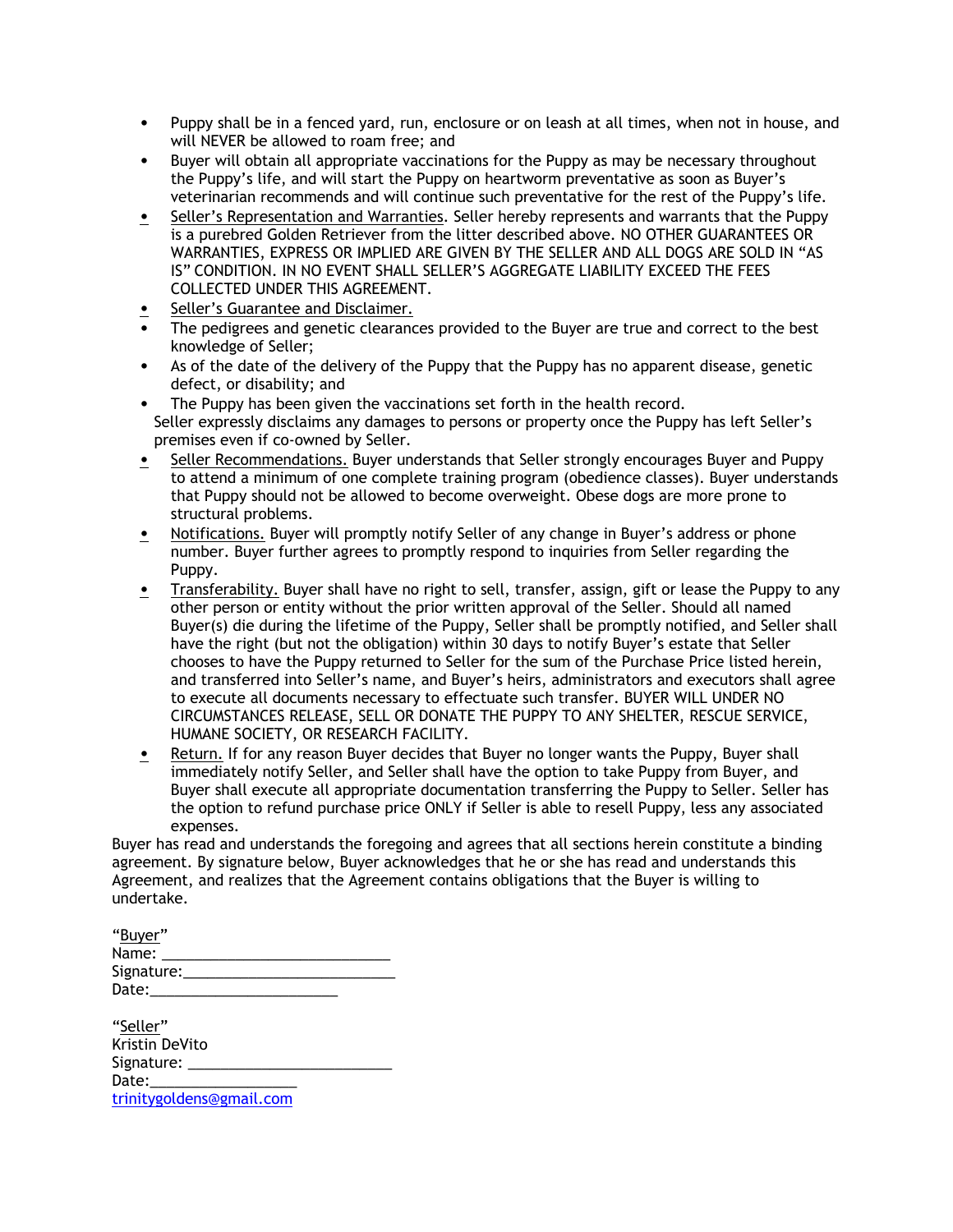- Puppy shall be in a fenced yard, run, enclosure or on leash at all times, when not in house, and will NEVER be allowed to roam free; and
- Buyer will obtain all appropriate vaccinations for the Puppy as may be necessary throughout the Puppy's life, and will start the Puppy on heartworm preventative as soon as Buyer's veterinarian recommends and will continue such preventative for the rest of the Puppy's life.
- Seller's Representation and Warranties. Seller hereby represents and warrants that the Puppy is a purebred Golden Retriever from the litter described above. NO OTHER GUARANTEES OR WARRANTIES, EXPRESS OR IMPLIED ARE GIVEN BY THE SELLER AND ALL DOGS ARE SOLD IN "AS IS" CONDITION. IN NO EVENT SHALL SELLER'S AGGREGATE LIABILITY EXCEED THE FEES COLLECTED UNDER THIS AGREEMENT.
- Seller's Guarantee and Disclaimer.
- The pedigrees and genetic clearances provided to the Buyer are true and correct to the best knowledge of Seller;
- As of the date of the delivery of the Puppy that the Puppy has no apparent disease, genetic defect, or disability; and
- The Puppy has been given the vaccinations set forth in the health record.

Seller expressly disclaims any damages to persons or property once the Puppy has left Seller's premises even if co-owned by Seller.

- Seller Recommendations. Buyer understands that Seller strongly encourages Buyer and Puppy to attend a minimum of one complete training program (obedience classes). Buyer understands that Puppy should not be allowed to become overweight. Obese dogs are more prone to structural problems.
- Notifications. Buyer will promptly notify Seller of any change in Buyer's address or phone number. Buyer further agrees to promptly respond to inquiries from Seller regarding the Puppy.
- Transferability. Buyer shall have no right to sell, transfer, assign, gift or lease the Puppy to any other person or entity without the prior written approval of the Seller. Should all named Buyer(s) die during the lifetime of the Puppy, Seller shall be promptly notified, and Seller shall have the right (but not the obligation) within 30 days to notify Buyer's estate that Seller chooses to have the Puppy returned to Seller for the sum of the Purchase Price listed herein, and transferred into Seller's name, and Buyer's heirs, administrators and executors shall agree to execute all documents necessary to effectuate such transfer. BUYER WILL UNDER NO CIRCUMSTANCES RELEASE, SELL OR DONATE THE PUPPY TO ANY SHELTER, RESCUE SERVICE, HUMANE SOCIETY, OR RESEARCH FACILITY.
- Return. If for any reason Buyer decides that Buyer no longer wants the Puppy, Buyer shall immediately notify Seller, and Seller shall have the option to take Puppy from Buyer, and Buyer shall execute all appropriate documentation transferring the Puppy to Seller. Seller has the option to refund purchase price ONLY if Seller is able to resell Puppy, less any associated expenses.

Buyer has read and understands the foregoing and agrees that all sections herein constitute a binding agreement. By signature below, Buyer acknowledges that he or she has read and understands this Agreement, and realizes that the Agreement contains obligations that the Buyer is willing to undertake.

"Buyer"
Name: ____________________________
Signature:__________________________
Date:_______________________

"Seller"
Kristin DeVito
Signature: _________________________
Date:_________________
trinitygoldens@gmail.com